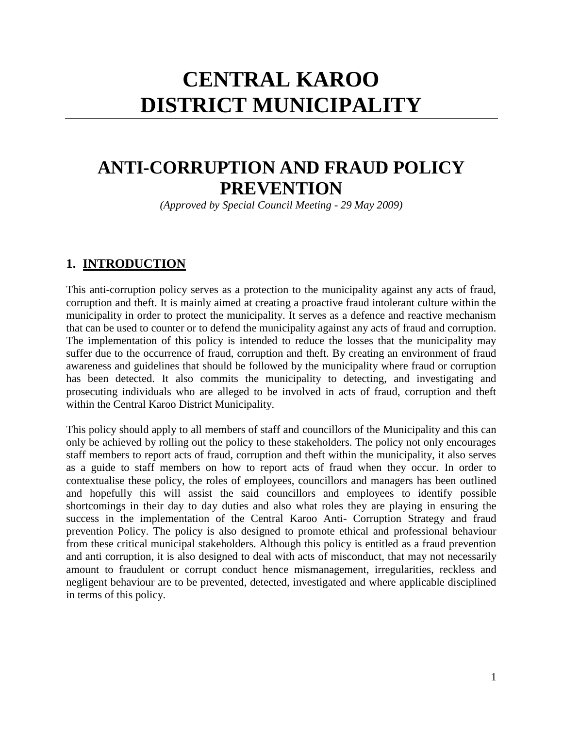# CENTRAL KAROO DISTRICT MUNICIPALITY

# ANTI-CORRUPTION AND FRAUD POLICY PREVENTION

*(Approved by Special Council Meeting - 29 May 2009)*

## 1. INTRODUCTION

This anti-corruption policy serves as a protection to the municipality against any acts of fraud, corruption and theft. It is mainly aimed at creating a proactive fraud intolerant culture within the municipality in order to protect the municipality. It serves as a defence and reactive mechanism that can be used to counter or to defend the municipality against any acts of fraud and corruption. The implementation of this policy is intended to reduce the losses that the municipality may suffer due to the occurrence of fraud, corruption and theft. By creating an environment of fraud awareness and guidelines that should be followed by the municipality where fraud or corruption has been detected. It also commits the municipality to detecting, and investigating and prosecuting individuals who are alleged to be involved in acts of fraud, corruption and theft within the Central Karoo District Municipality.

This policy should apply to all members of staff and councillors of the Municipality and this can only be achieved by rolling out the policy to these stakeholders. The policy not only encourages staff members to report acts of fraud, corruption and theft within the municipality, it also serves as a guide to staff members on how to report acts of fraud when they occur. In order to contextualise these policy, the roles of employees, councillors and managers has been outlined and hopefully this will assist the said councillors and employees to identify possible shortcomings in their day to day duties and also what roles they are playing in ensuring the success in the implementation of the Central Karoo Anti- Corruption Strategy and fraud prevention Policy. The policy is also designed to promote ethical and professional behaviour from these critical municipal stakeholders. Although this policy is entitled as a fraud prevention and anti corruption, it is also designed to deal with acts of misconduct, that may not necessarily amount to fraudulent or corrupt conduct hence mismanagement, irregularities, reckless and negligent behaviour are to be prevented, detected, investigated and where applicable disciplined in terms of this policy.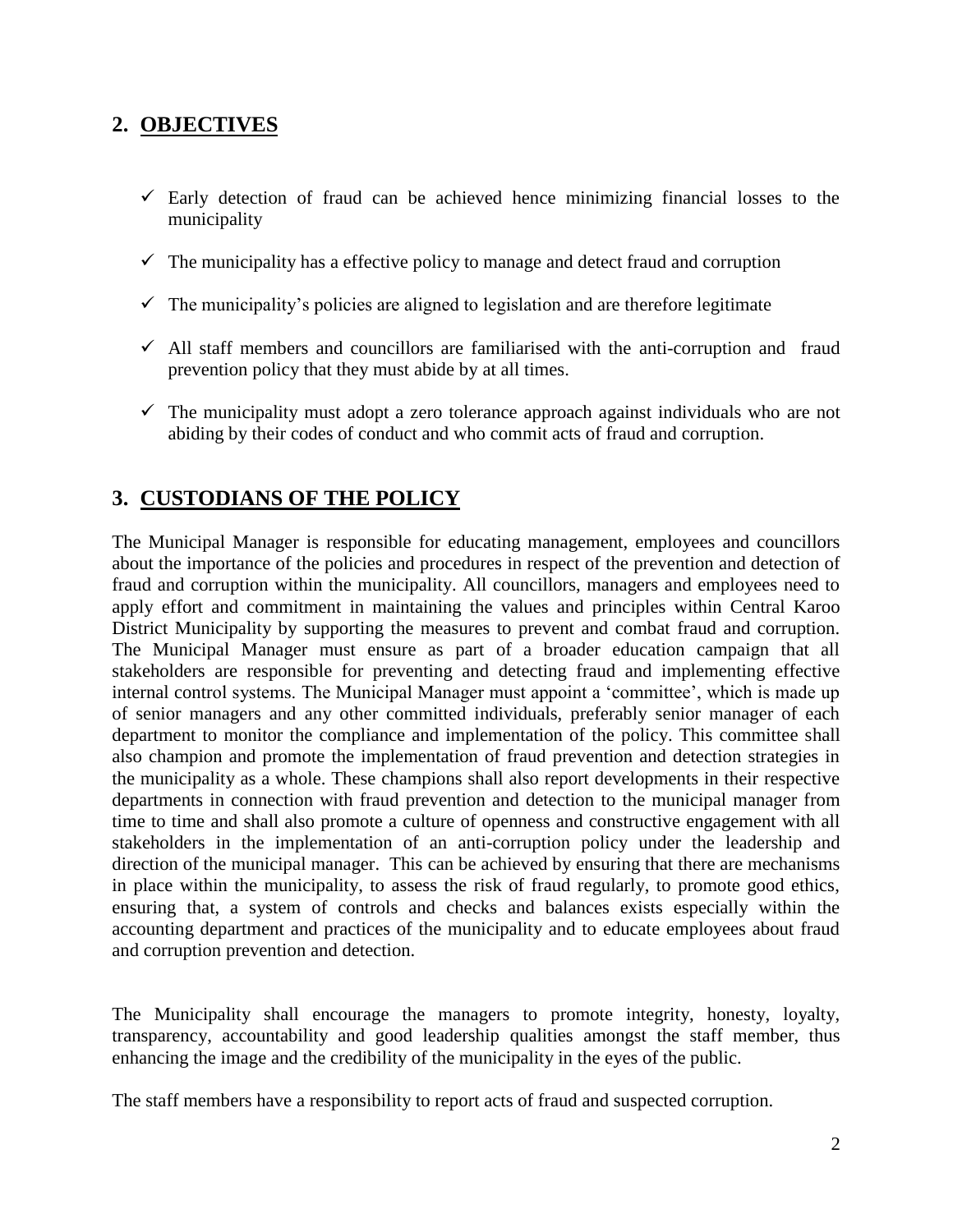## 2. OBJECTIVES

- ✓ Early detection of fraud can be achieved hence minimizing financial losses to the municipality
- ✓ The municipality has a effective policy to manage and detect fraud and corruption
- ✓ The municipality's policies are aligned to legislation and are therefore legitimate
- ✓ All staff members and councillors are familiarised with the anti-corruption and fraud prevention policy that they must abide by at all times.
- ✓ The municipality must adopt a zero tolerance approach against individuals who are not abiding by their codes of conduct and who commit acts of fraud and corruption.

## 3. CUSTODIANS OF THE POLICY

The Municipal Manager is responsible for educating management, employees and councillors about the importance of the policies and procedures in respect of the prevention and detection of fraud and corruption within the municipality. All councillors, managers and employees need to apply effort and commitment in maintaining the values and principles within Central Karoo District Municipality by supporting the measures to prevent and combat fraud and corruption. The Municipal Manager must ensure as part of a broader education campaign that all stakeholders are responsible for preventing and detecting fraud and implementing effective internal control systems. The Municipal Manager must appoint a 'committee', which is made up of senior managers and any other committed individuals, preferably senior manager of each department to monitor the compliance and implementation of the policy. This committee shall also champion and promote the implementation of fraud prevention and detection strategies in the municipality as a whole. These champions shall also report developments in their respective departments in connection with fraud prevention and detection to the municipal manager from time to time and shall also promote a culture of openness and constructive engagement with all stakeholders in the implementation of an anti-corruption policy under the leadership and direction of the municipal manager. This can be achieved by ensuring that there are mechanisms in place within the municipality, to assess the risk of fraud regularly, to promote good ethics, ensuring that, a system of controls and checks and balances exists especially within the accounting department and practices of the municipality and to educate employees about fraud and corruption prevention and detection.

The Municipality shall encourage the managers to promote integrity, honesty, loyalty, transparency, accountability and good leadership qualities amongst the staff member, thus enhancing the image and the credibility of the municipality in the eyes of the public.

The staff members have a responsibility to report acts of fraud and suspected corruption.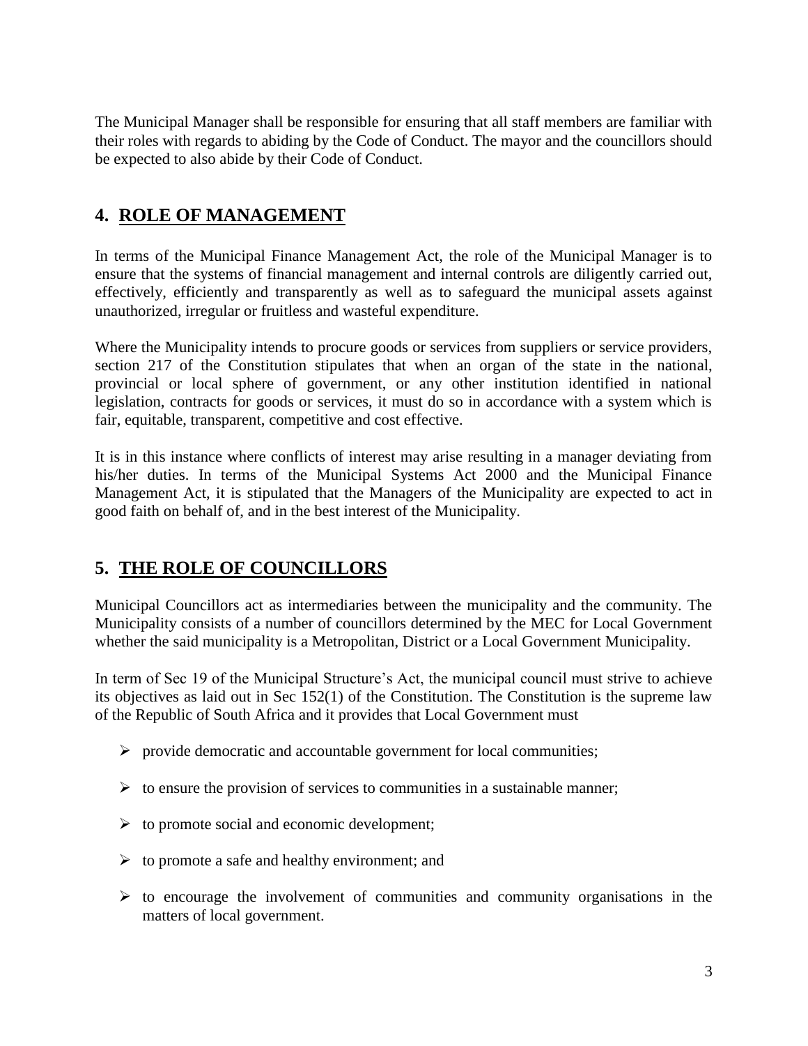The Municipal Manager shall be responsible for ensuring that all staff members are familiar with their roles with regards to abiding by the Code of Conduct. The mayor and the councillors should be expected to also abide by their Code of Conduct.

## 4. ROLE OF MANAGEMENT

In terms of the Municipal Finance Management Act, the role of the Municipal Manager is to ensure that the systems of financial management and internal controls are diligently carried out, effectively, efficiently and transparently as well as to safeguard the municipal assets against unauthorized, irregular or fruitless and wasteful expenditure.

Where the Municipality intends to procure goods or services from suppliers or service providers, section 217 of the Constitution stipulates that when an organ of the state in the national, provincial or local sphere of government, or any other institution identified in national legislation, contracts for goods or services, it must do so in accordance with a system which is fair, equitable, transparent, competitive and cost effective.

It is in this instance where conflicts of interest may arise resulting in a manager deviating from his/her duties. In terms of the Municipal Systems Act 2000 and the Municipal Finance Management Act, it is stipulated that the Managers of the Municipality are expected to act in good faith on behalf of, and in the best interest of the Municipality.

## 5. THE ROLE OF COUNCILLORS

Municipal Councillors act as intermediaries between the municipality and the community. The Municipality consists of a number of councillors determined by the MEC for Local Government whether the said municipality is a Metropolitan, District or a Local Government Municipality.

In term of Sec 19 of the Municipal Structure's Act, the municipal council must strive to achieve its objectives as laid out in Sec 152(1) of the Constitution. The Constitution is the supreme law of the Republic of South Africa and it provides that Local Government must

- provide democratic and accountable government for local communities;
- to ensure the provision of services to communities in a sustainable manner;
- to promote social and economic development;
- to promote a safe and healthy environment; and
- to encourage the involvement of communities and community organisations in the matters of local government.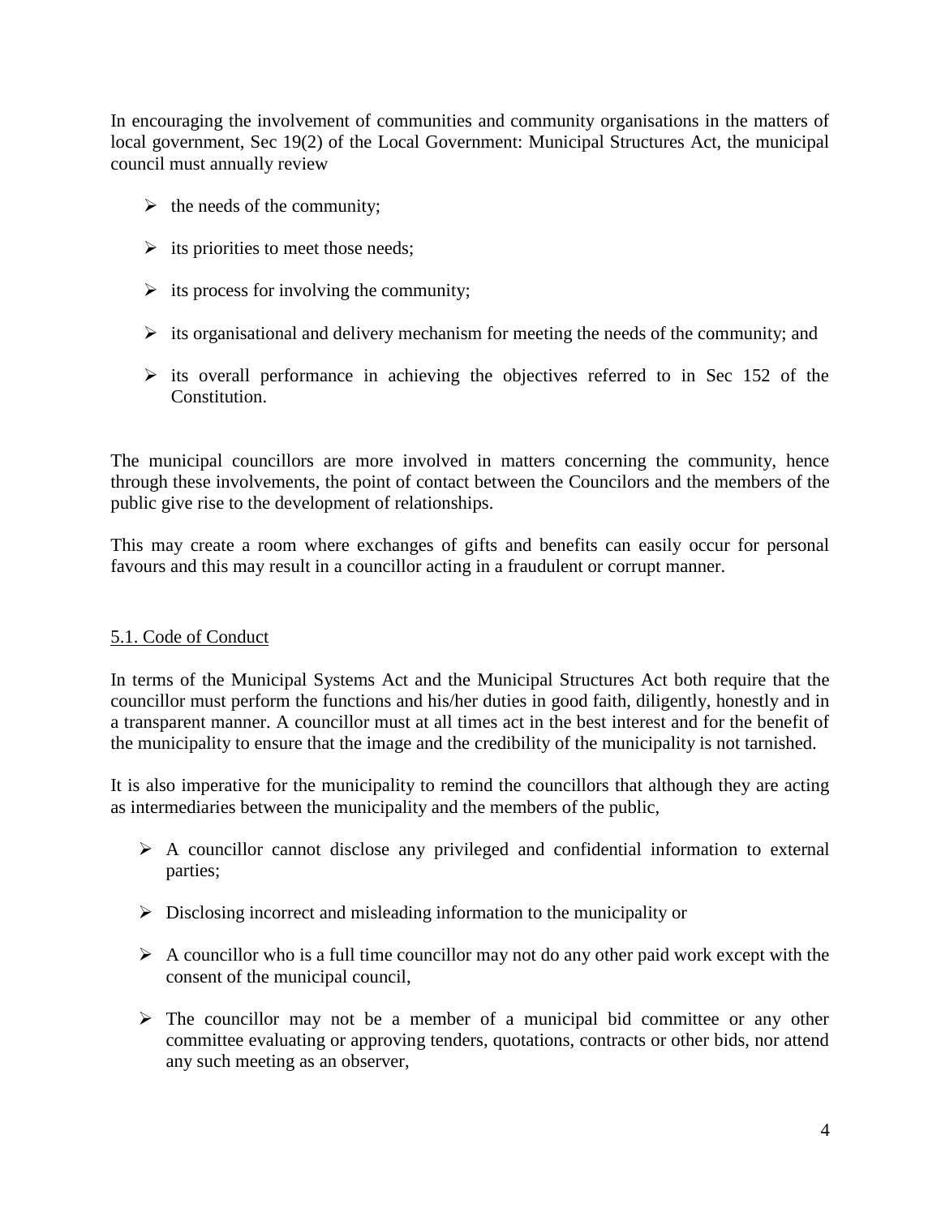In encouraging the involvement of communities and community organisations in the matters of local government, Sec 19(2) of the Local Government: Municipal Structures Act, the municipal council must annually review

- the needs of the community;
- its priorities to meet those needs;
- its process for involving the community;
- its organisational and delivery mechanism for meeting the needs of the community; and
- its overall performance in achieving the objectives referred to in Sec 152 of the Constitution.

The municipal councillors are more involved in matters concerning the community, hence through these involvements, the point of contact between the Councilors and the members of the public give rise to the development of relationships.

This may create a room where exchanges of gifts and benefits can easily occur for personal favours and this may result in a councillor acting in a fraudulent or corrupt manner.

## 5.1. Code of Conduct

In terms of the Municipal Systems Act and the Municipal Structures Act both require that the councillor must perform the functions and his/her duties in good faith, diligently, honestly and in a transparent manner. A councillor must at all times act in the best interest and for the benefit of the municipality to ensure that the image and the credibility of the municipality is not tarnished.

It is also imperative for the municipality to remind the councillors that although they are acting as intermediaries between the municipality and the members of the public,

- A councillor cannot disclose any privileged and confidential information to external parties;
- Disclosing incorrect and misleading information to the municipality or
- A councillor who is a full time councillor may not do any other paid work except with the consent of the municipal council,
- The councillor may not be a member of a municipal bid committee or any other committee evaluating or approving tenders, quotations, contracts or other bids, nor attend any such meeting as an observer,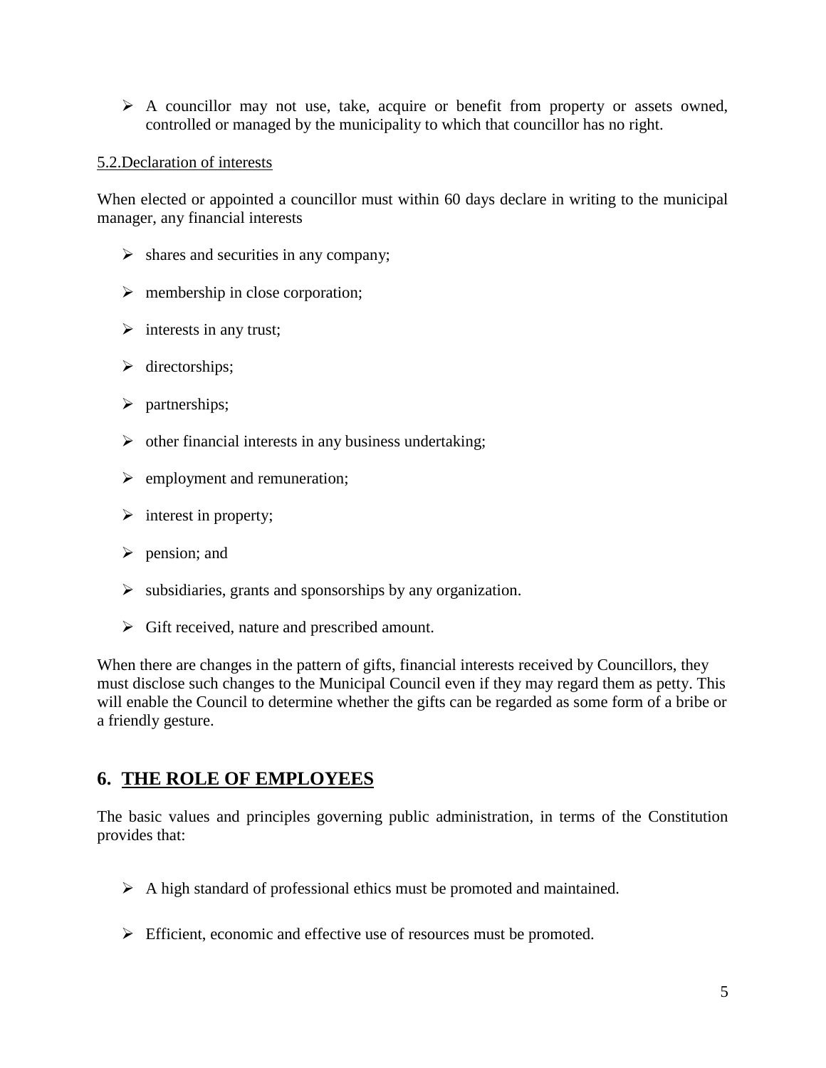- A councillor may not use, take, acquire or benefit from property or assets owned, controlled or managed by the municipality to which that councillor has no right.

5.2.Declaration of interests

When elected or appointed a councillor must within 60 days declare in writing to the municipal manager, any financial interests

- shares and securities in any company;
- membership in close corporation;
- interests in any trust;
- directorships;
- partnerships;
- other financial interests in any business undertaking;
- employment and remuneration;
- interest in property;
- pension; and
- subsidiaries, grants and sponsorships by any organization.
- Gift received, nature and prescribed amount.

When there are changes in the pattern of gifts, financial interests received by Councillors, they must disclose such changes to the Municipal Council even if they may regard them as petty. This will enable the Council to determine whether the gifts can be regarded as some form of a bribe or a friendly gesture.

## 6. THE ROLE OF EMPLOYEES

The basic values and principles governing public administration, in terms of the Constitution provides that:

- A high standard of professional ethics must be promoted and maintained.
- Efficient, economic and effective use of resources must be promoted.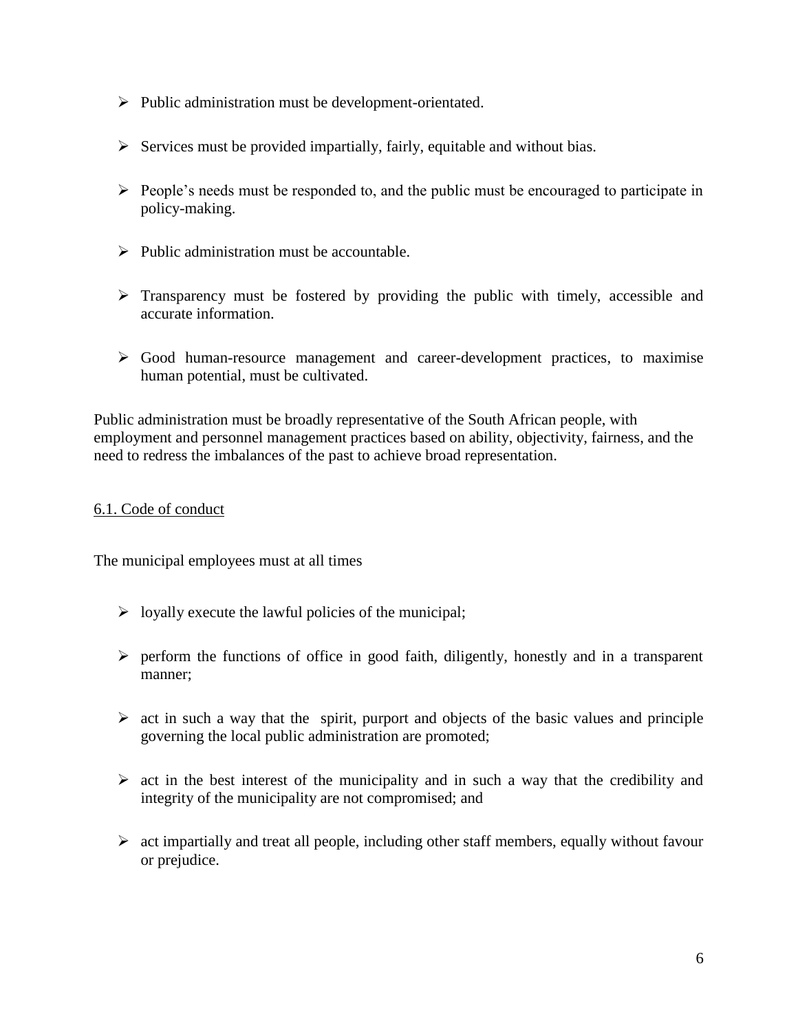- Public administration must be development-orientated.

- Services must be provided impartially, fairly, equitable and without bias.

- People's needs must be responded to, and the public must be encouraged to participate in policy-making.

- Public administration must be accountable.

- Transparency must be fostered by providing the public with timely, accessible and accurate information.

- Good human-resource management and career-development practices, to maximise human potential, must be cultivated.

Public administration must be broadly representative of the South African people, with employment and personnel management practices based on ability, objectivity, fairness, and the need to redress the imbalances of the past to achieve broad representation.

## 6.1. Code of conduct

The municipal employees must at all times

- loyally execute the lawful policies of the municipal;

- perform the functions of office in good faith, diligently, honestly and in a transparent manner;

- act in such a way that the spirit, purport and objects of the basic values and principle governing the local public administration are promoted;

- act in the best interest of the municipality and in such a way that the credibility and integrity of the municipality are not compromised; and

- act impartially and treat all people, including other staff members, equally without favour or prejudice.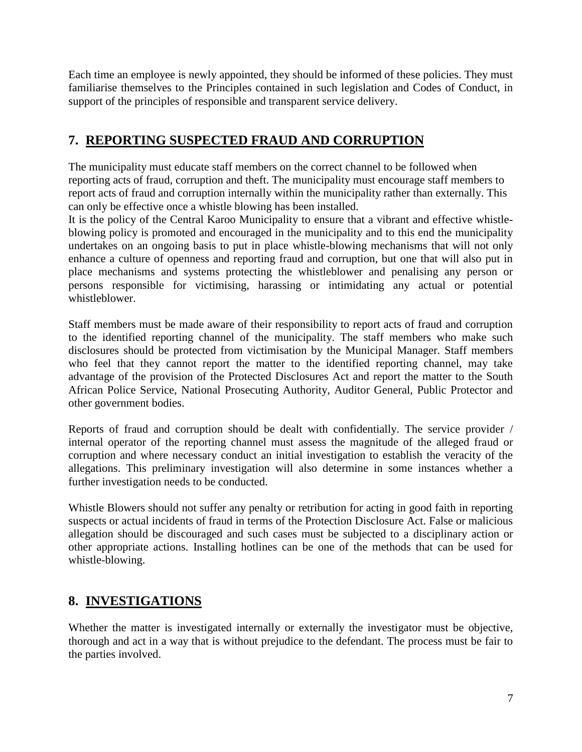Each time an employee is newly appointed, they should be informed of these policies. They must familiarise themselves to the Principles contained in such legislation and Codes of Conduct, in support of the principles of responsible and transparent service delivery.

## 7. REPORTING SUSPECTED FRAUD AND CORRUPTION

The municipality must educate staff members on the correct channel to be followed when reporting acts of fraud, corruption and theft. The municipality must encourage staff members to report acts of fraud and corruption internally within the municipality rather than externally. This can only be effective once a whistle blowing has been installed.
It is the policy of the Central Karoo Municipality to ensure that a vibrant and effective whistle-blowing policy is promoted and encouraged in the municipality and to this end the municipality undertakes on an ongoing basis to put in place whistle-blowing mechanisms that will not only enhance a culture of openness and reporting fraud and corruption, but one that will also put in place mechanisms and systems protecting the whistleblower and penalising any person or persons responsible for victimising, harassing or intimidating any actual or potential whistleblower.

Staff members must be made aware of their responsibility to report acts of fraud and corruption to the identified reporting channel of the municipality. The staff members who make such disclosures should be protected from victimisation by the Municipal Manager. Staff members who feel that they cannot report the matter to the identified reporting channel, may take advantage of the provision of the Protected Disclosures Act and report the matter to the South African Police Service, National Prosecuting Authority, Auditor General, Public Protector and other government bodies.

Reports of fraud and corruption should be dealt with confidentially. The service provider / internal operator of the reporting channel must assess the magnitude of the alleged fraud or corruption and where necessary conduct an initial investigation to establish the veracity of the allegations. This preliminary investigation will also determine in some instances whether a further investigation needs to be conducted.

Whistle Blowers should not suffer any penalty or retribution for acting in good faith in reporting suspects or actual incidents of fraud in terms of the Protection Disclosure Act. False or malicious allegation should be discouraged and such cases must be subjected to a disciplinary action or other appropriate actions. Installing hotlines can be one of the methods that can be used for whistle-blowing.

## 8. INVESTIGATIONS

Whether the matter is investigated internally or externally the investigator must be objective, thorough and act in a way that is without prejudice to the defendant. The process must be fair to the parties involved.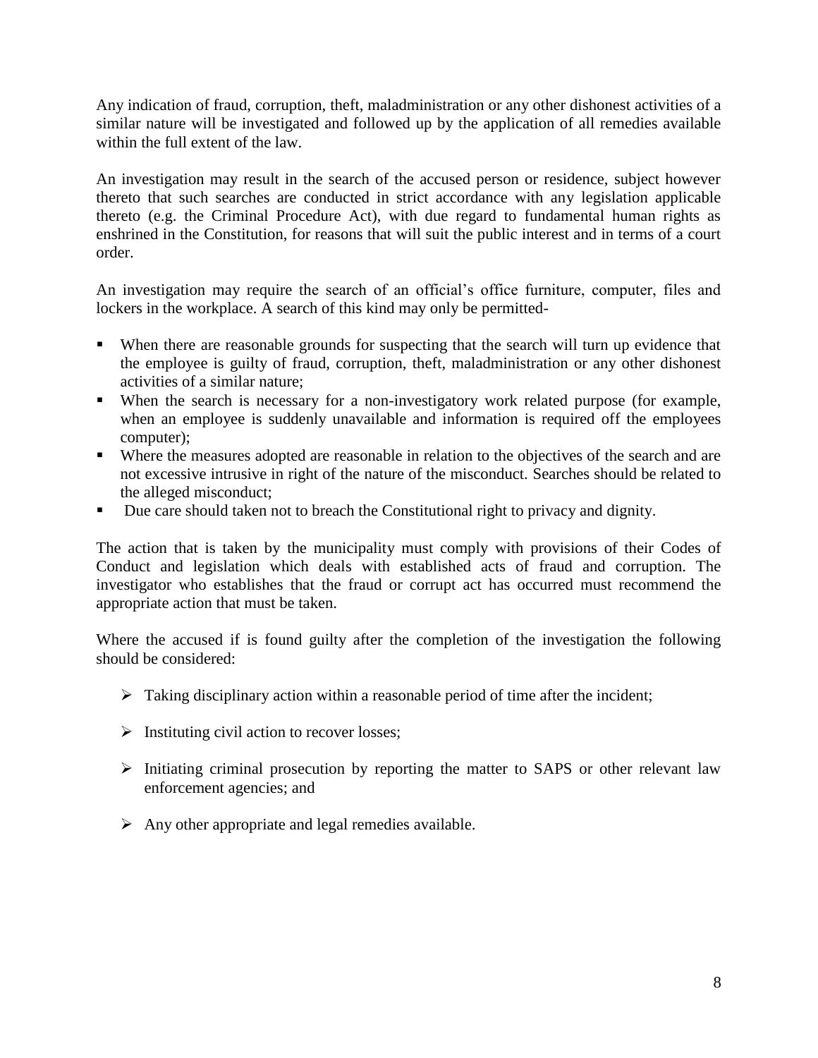Any indication of fraud, corruption, theft, maladministration or any other dishonest activities of a similar nature will be investigated and followed up by the application of all remedies available within the full extent of the law.

An investigation may result in the search of the accused person or residence, subject however thereto that such searches are conducted in strict accordance with any legislation applicable thereto (e.g. the Criminal Procedure Act), with due regard to fundamental human rights as enshrined in the Constitution, for reasons that will suit the public interest and in terms of a court order.

An investigation may require the search of an official's office furniture, computer, files and lockers in the workplace. A search of this kind may only be permitted-

- When there are reasonable grounds for suspecting that the search will turn up evidence that the employee is guilty of fraud, corruption, theft, maladministration or any other dishonest activities of a similar nature;
- When the search is necessary for a non-investigatory work related purpose (for example, when an employee is suddenly unavailable and information is required off the employees computer);
- Where the measures adopted are reasonable in relation to the objectives of the search and are not excessive intrusive in right of the nature of the misconduct. Searches should be related to the alleged misconduct;
- Due care should taken not to breach the Constitutional right to privacy and dignity.

The action that is taken by the municipality must comply with provisions of their Codes of Conduct and legislation which deals with established acts of fraud and corruption. The investigator who establishes that the fraud or corrupt act has occurred must recommend the appropriate action that must be taken.

Where the accused if is found guilty after the completion of the investigation the following should be considered:

- Taking disciplinary action within a reasonable period of time after the incident;
- Instituting civil action to recover losses;
- Initiating criminal prosecution by reporting the matter to SAPS or other relevant law enforcement agencies; and
- Any other appropriate and legal remedies available.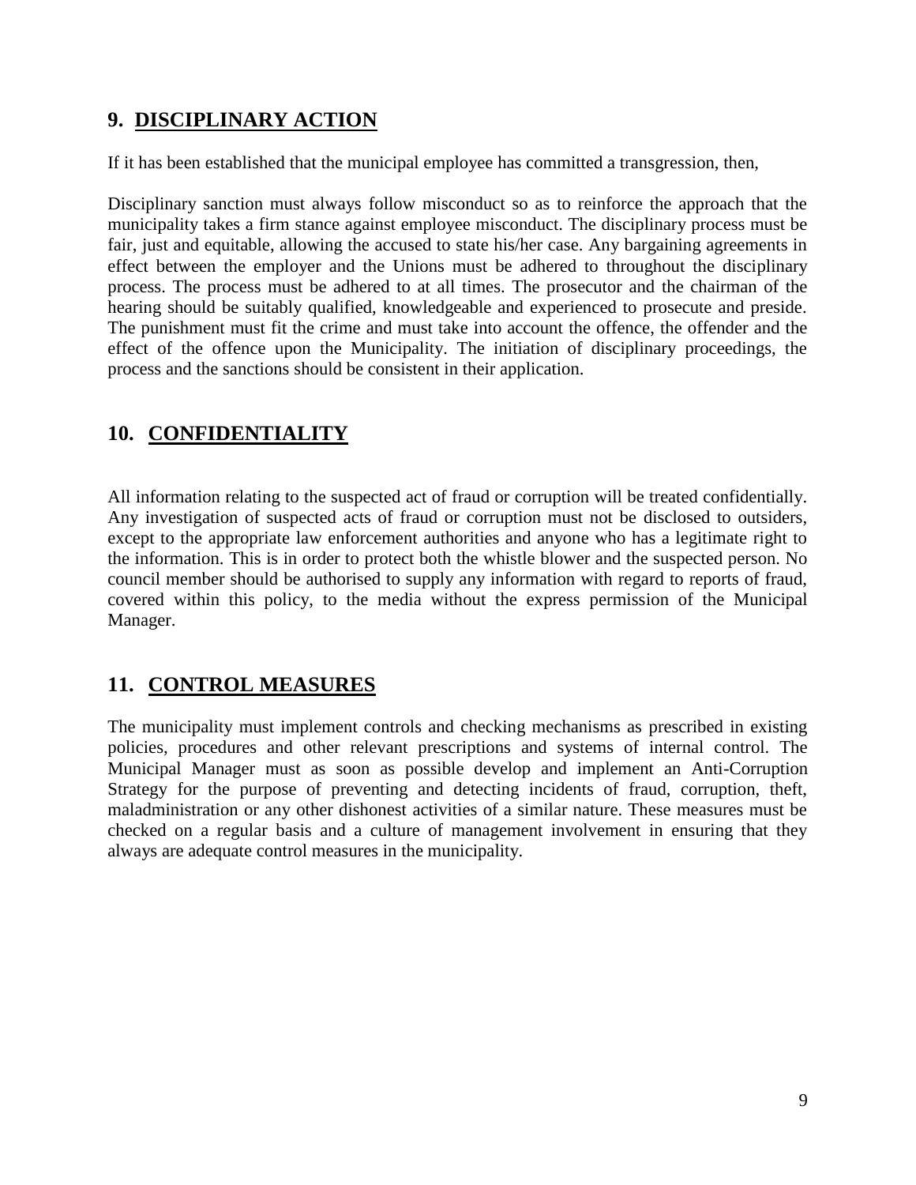## 9. DISCIPLINARY ACTION

If it has been established that the municipal employee has committed a transgression, then,

Disciplinary sanction must always follow misconduct so as to reinforce the approach that the municipality takes a firm stance against employee misconduct. The disciplinary process must be fair, just and equitable, allowing the accused to state his/her case. Any bargaining agreements in effect between the employer and the Unions must be adhered to throughout the disciplinary process. The process must be adhered to at all times. The prosecutor and the chairman of the hearing should be suitably qualified, knowledgeable and experienced to prosecute and preside. The punishment must fit the crime and must take into account the offence, the offender and the effect of the offence upon the Municipality. The initiation of disciplinary proceedings, the process and the sanctions should be consistent in their application.

## 10. CONFIDENTIALITY

All information relating to the suspected act of fraud or corruption will be treated confidentially. Any investigation of suspected acts of fraud or corruption must not be disclosed to outsiders, except to the appropriate law enforcement authorities and anyone who has a legitimate right to the information. This is in order to protect both the whistle blower and the suspected person. No council member should be authorised to supply any information with regard to reports of fraud, covered within this policy, to the media without the express permission of the Municipal Manager.

## 11. CONTROL MEASURES

The municipality must implement controls and checking mechanisms as prescribed in existing policies, procedures and other relevant prescriptions and systems of internal control. The Municipal Manager must as soon as possible develop and implement an Anti-Corruption Strategy for the purpose of preventing and detecting incidents of fraud, corruption, theft, maladministration or any other dishonest activities of a similar nature. These measures must be checked on a regular basis and a culture of management involvement in ensuring that they always are adequate control measures in the municipality.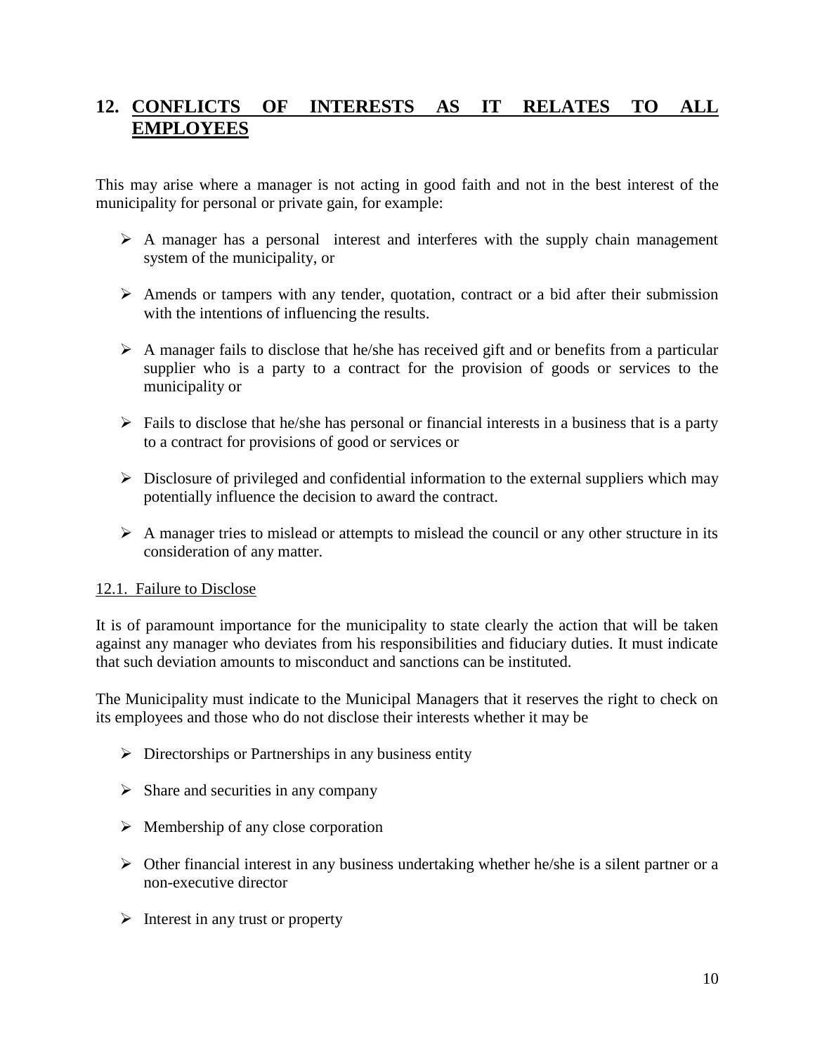## 12. CONFLICTS OF INTERESTS AS IT RELATES TO ALL EMPLOYEES

This may arise where a manager is not acting in good faith and not in the best interest of the municipality for personal or private gain, for example:

- A manager has a personal interest and interferes with the supply chain management system of the municipality, or
- Amends or tampers with any tender, quotation, contract or a bid after their submission with the intentions of influencing the results.
- A manager fails to disclose that he/she has received gift and or benefits from a particular supplier who is a party to a contract for the provision of goods or services to the municipality or
- Fails to disclose that he/she has personal or financial interests in a business that is a party to a contract for provisions of good or services or
- Disclosure of privileged and confidential information to the external suppliers which may potentially influence the decision to award the contract.
- A manager tries to mislead or attempts to mislead the council or any other structure in its consideration of any matter.

### 12.1. Failure to Disclose

It is of paramount importance for the municipality to state clearly the action that will be taken against any manager who deviates from his responsibilities and fiduciary duties. It must indicate that such deviation amounts to misconduct and sanctions can be instituted.

The Municipality must indicate to the Municipal Managers that it reserves the right to check on its employees and those who do not disclose their interests whether it may be

- Directorships or Partnerships in any business entity
- Share and securities in any company
- Membership of any close corporation
- Other financial interest in any business undertaking whether he/she is a silent partner or a non-executive director
- Interest in any trust or property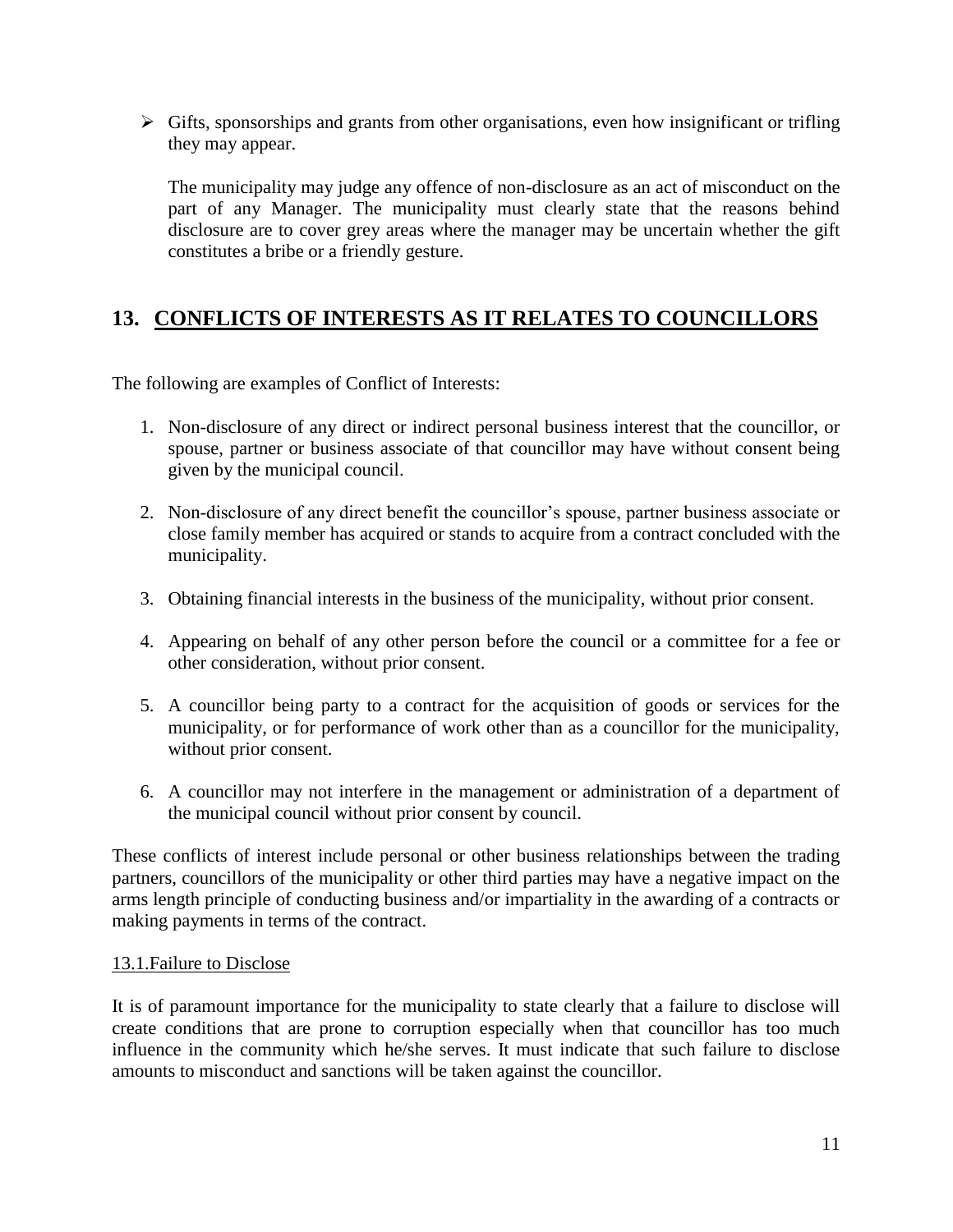- Gifts, sponsorships and grants from other organisations, even how insignificant or trifling they may appear.

  The municipality may judge any offence of non-disclosure as an act of misconduct on the part of any Manager. The municipality must clearly state that the reasons behind disclosure are to cover grey areas where the manager may be uncertain whether the gift constitutes a bribe or a friendly gesture.

## 13. CONFLICTS OF INTERESTS AS IT RELATES TO COUNCILLORS

The following are examples of Conflict of Interests:

1. Non-disclosure of any direct or indirect personal business interest that the councillor, or spouse, partner or business associate of that councillor may have without consent being given by the municipal council.

2. Non-disclosure of any direct benefit the councillor's spouse, partner business associate or close family member has acquired or stands to acquire from a contract concluded with the municipality.

3. Obtaining financial interests in the business of the municipality, without prior consent.

4. Appearing on behalf of any other person before the council or a committee for a fee or other consideration, without prior consent.

5. A councillor being party to a contract for the acquisition of goods or services for the municipality, or for performance of work other than as a councillor for the municipality, without prior consent.

6. A councillor may not interfere in the management or administration of a department of the municipal council without prior consent by council.

These conflicts of interest include personal or other business relationships between the trading partners, councillors of the municipality or other third parties may have a negative impact on the arms length principle of conducting business and/or impartiality in the awarding of a contracts or making payments in terms of the contract.

### 13.1.Failure to Disclose

It is of paramount importance for the municipality to state clearly that a failure to disclose will create conditions that are prone to corruption especially when that councillor has too much influence in the community which he/she serves. It must indicate that such failure to disclose amounts to misconduct and sanctions will be taken against the councillor.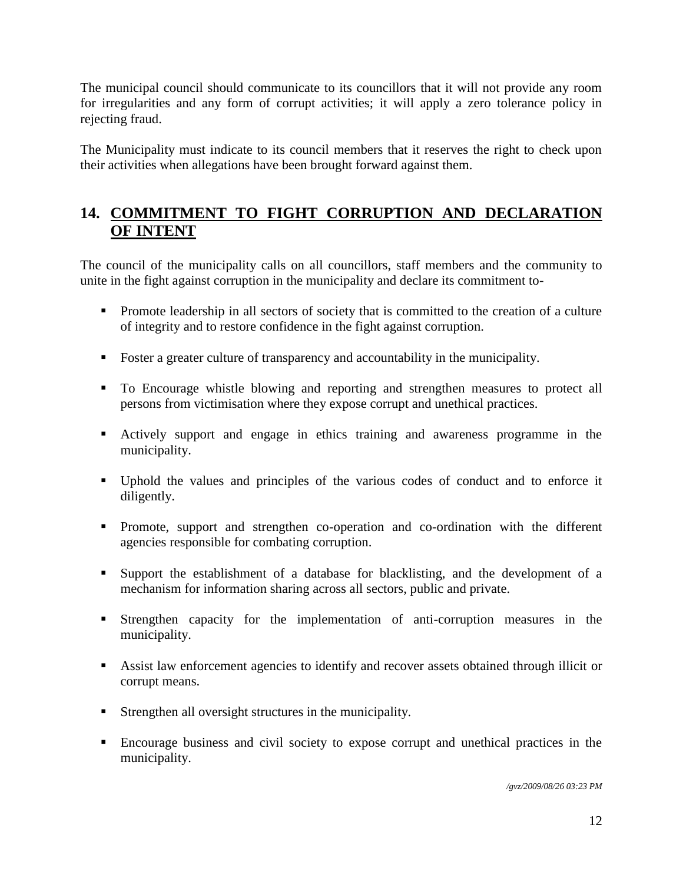The municipal council should communicate to its councillors that it will not provide any room for irregularities and any form of corrupt activities; it will apply a zero tolerance policy in rejecting fraud.

The Municipality must indicate to its council members that it reserves the right to check upon their activities when allegations have been brought forward against them.

## 14. COMMITMENT TO FIGHT CORRUPTION AND DECLARATION OF INTENT

The council of the municipality calls on all councillors, staff members and the community to unite in the fight against corruption in the municipality and declare its commitment to-

- Promote leadership in all sectors of society that is committed to the creation of a culture of integrity and to restore confidence in the fight against corruption.
- Foster a greater culture of transparency and accountability in the municipality.
- To Encourage whistle blowing and reporting and strengthen measures to protect all persons from victimisation where they expose corrupt and unethical practices.
- Actively support and engage in ethics training and awareness programme in the municipality.
- Uphold the values and principles of the various codes of conduct and to enforce it diligently.
- Promote, support and strengthen co-operation and co-ordination with the different agencies responsible for combating corruption.
- Support the establishment of a database for blacklisting, and the development of a mechanism for information sharing across all sectors, public and private.
- Strengthen capacity for the implementation of anti-corruption measures in the municipality.
- Assist law enforcement agencies to identify and recover assets obtained through illicit or corrupt means.
- Strengthen all oversight structures in the municipality.
- Encourage business and civil society to expose corrupt and unethical practices in the municipality.

*/gvz/2009/08/26 03:23 PM*